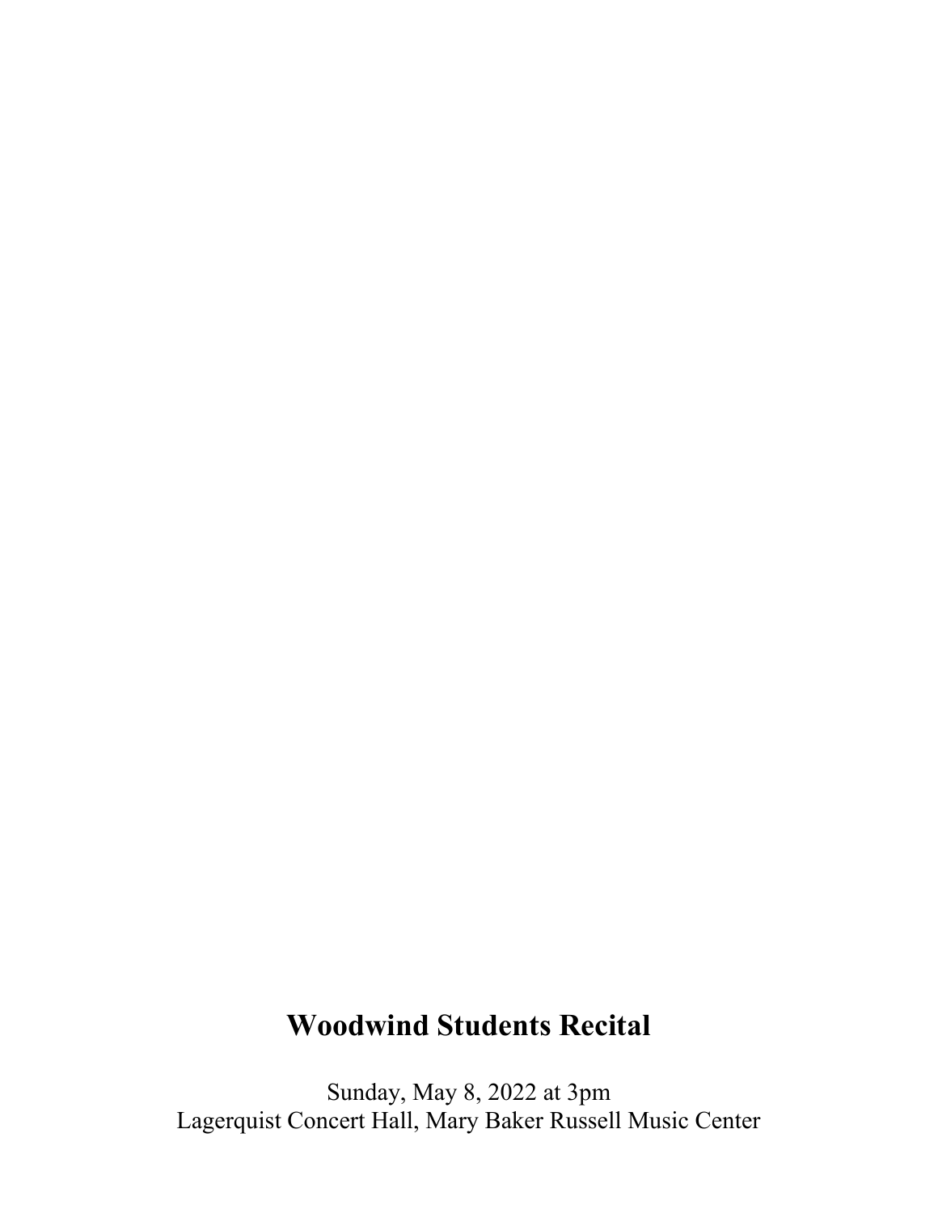# Woodwind Students Recital

Sunday, May 8, 2022 at 3pm
Lagerquist Concert Hall, Mary Baker Russell Music Center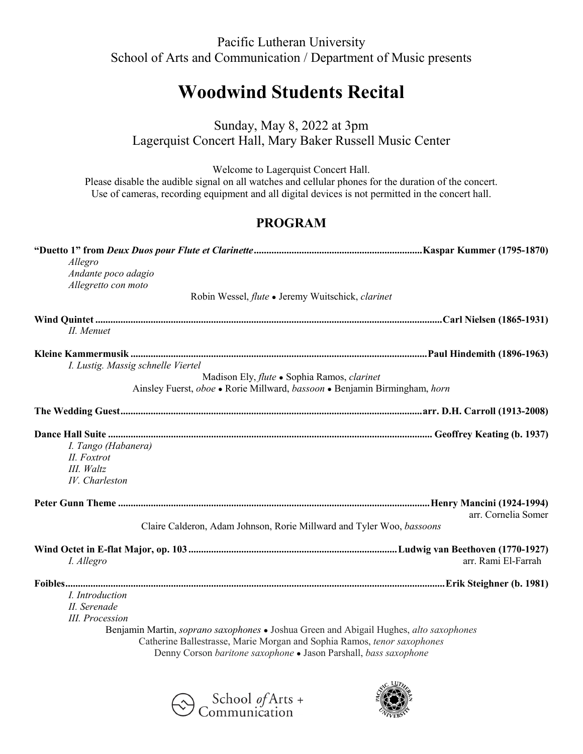Pacific Lutheran University
School of Arts and Communication / Department of Music presents

# Woodwind Students Recital

Sunday, May 8, 2022 at 3pm
Lagerquist Concert Hall, Mary Baker Russell Music Center

Welcome to Lagerquist Concert Hall.
Please disable the audible signal on all watches and cellular phones for the duration of the concert.
Use of cameras, recording equipment and all digital devices is not permitted in the concert hall.

## PROGRAM

**"Duetto 1" from *Deux Duos pour Flute et Clarinette*..................................................................Kaspar Kummer (1795-1870)**

*Allegro*
*Andante poco adagio*
*Allegretto con moto*

Robin Wessel, *flute* • Jeremy Wuitschick, *clarinet*

**Wind Quintet ........................................................................................................................................Carl Nielsen (1865-1931)**

*II. Menuet*

**Kleine Kammermusik .....................................................................................................................Paul Hindemith (1896-1963)**

*I. Lustig. Massig schnelle Viertel*

Madison Ely, *flute* • Sophia Ramos, *clarinet*
Ainsley Fuerst, *oboe* • Rorie Millward, *bassoon* • Benjamin Birmingham, *horn*

**The Wedding Guest.......................................................................................................................arr. D.H. Carroll (1913-2008)**

**Dance Hall Suite ............................................................................................................................... Geoffrey Keating (b. 1937)**

*I. Tango (Habanera)*
*II. Foxtrot*
*III. Waltz*
*IV. Charleston*

**Peter Gunn Theme ..........................................................................................................................Henry Mancini (1924-1994)**
arr. Cornelia Somer

Claire Calderon, Adam Johnson, Rorie Millward and Tyler Woo, *bassoons*

**Wind Octet in E-flat Major, op. 103 ..................................................................................Ludwig van Beethoven (1770-1927)**

*I. Allegro*
arr. Rami El-Farrah

**Foibles....................................................................................................................................................Erik Steighner (b. 1981)**

*I. Introduction*
*II. Serenade*
*III. Procession*

Benjamin Martin, *soprano saxophones* • Joshua Green and Abigail Hughes, *alto saxophones*
Catherine Ballestrasse, Marie Morgan and Sophia Ramos, *tenor saxophones*
Denny Corson *baritone saxophone* • Jason Parshall, *bass saxophone*

School *of* Arts + Communication